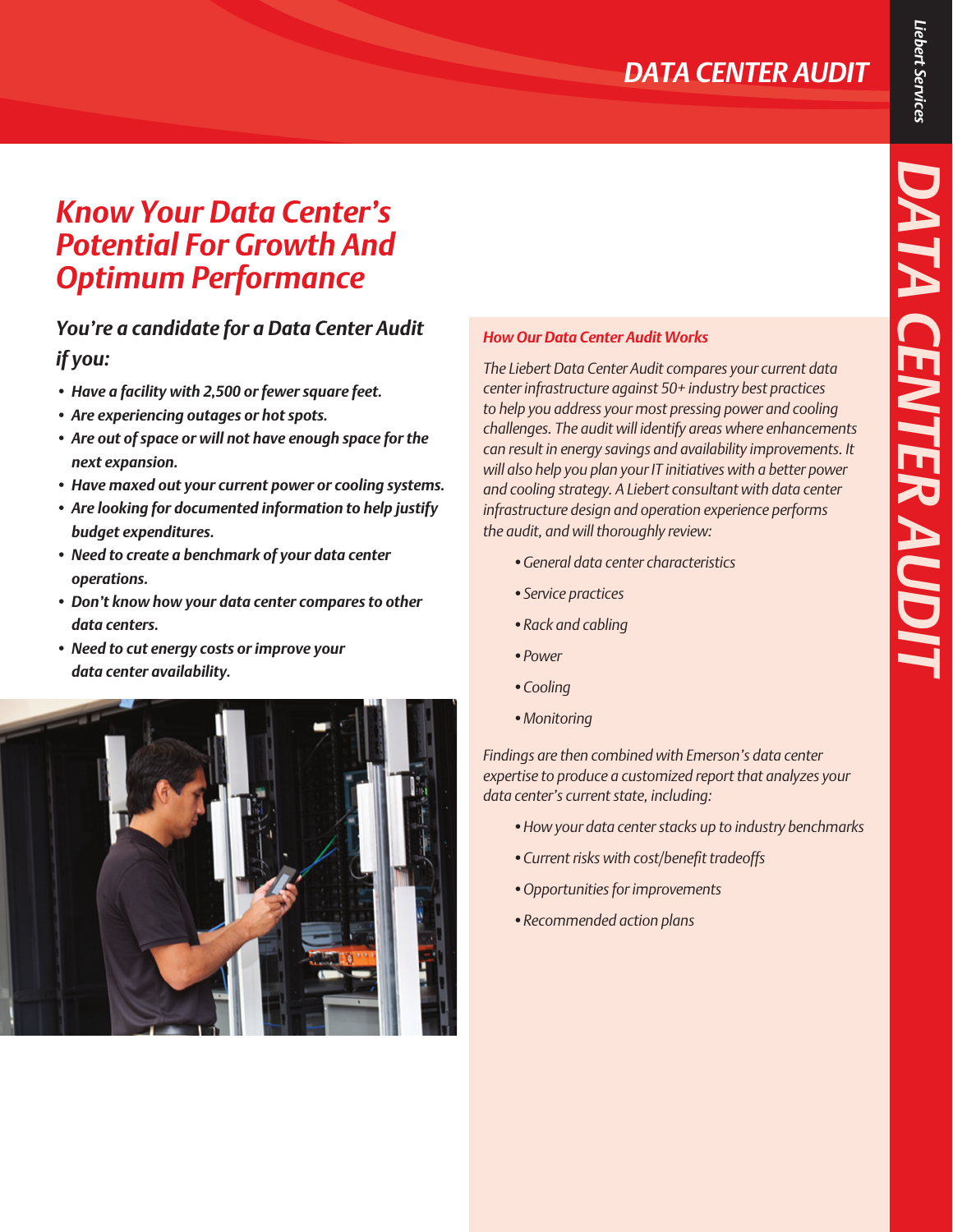# DATA CENTER AUDIT

## *Know Your Data Center's Potential For Growth And Optimum Performance*

### *You're a candidate for a Data Center Audit if you:*

- ***Have a facility with 2,500 or fewer square feet.***
- ***Are experiencing outages or hot spots.***
- ***Are out of space or will not have enough space for the next expansion.***
- ***Have maxed out your current power or cooling systems.***
- ***Are looking for documented information to help justify budget expenditures.***
- ***Need to create a benchmark of your data center operations.***
- ***Don't know how your data center compares to other data centers.***
- ***Need to cut energy costs or improve your data center availability.***

### *How Our Data Center Audit Works*

*The Liebert Data Center Audit compares your current data center infrastructure against 50+ industry best practices to help you address your most pressing power and cooling challenges. The audit will identify areas where enhancements can result in energy savings and availability improvements. It will also help you plan your IT initiatives with a better power and cooling strategy. A Liebert consultant with data center infrastructure design and operation experience performs the audit, and will thoroughly review:*

- *General data center characteristics*
- *Service practices*
- *Rack and cabling*
- *Power*
- *Cooling*
- *Monitoring*

*Findings are then combined with Emerson's data center expertise to produce a customized report that analyzes your data center's current state, including:*

- *How your data center stacks up to industry benchmarks*
- *Current risks with cost/benefit tradeoffs*
- *Opportunities for improvements*
- *Recommended action plans*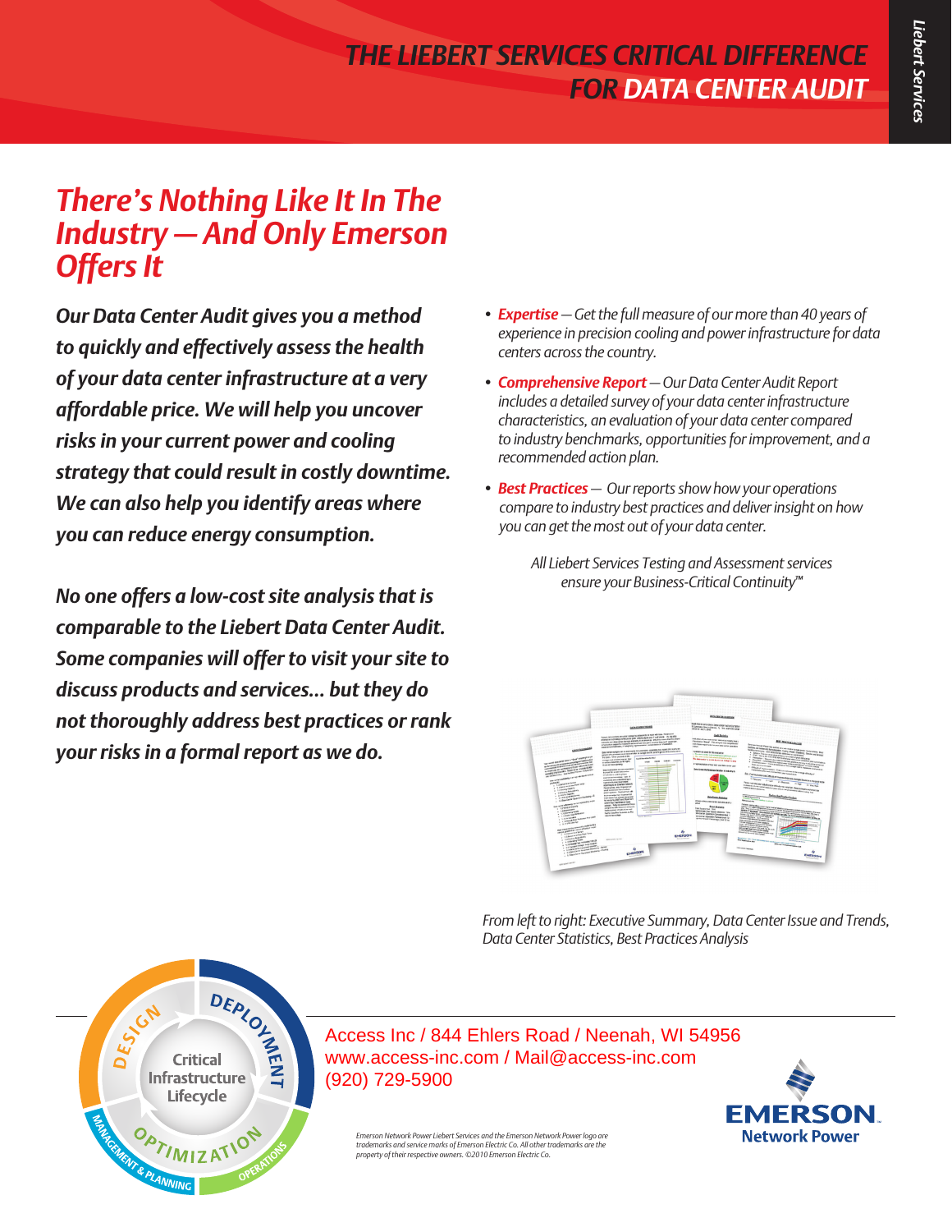# THE LIEBERT SERVICES CRITICAL DIFFERENCE FOR DATA CENTER AUDIT

## There's Nothing Like It In The Industry — And Only Emerson Offers It

***Our Data Center Audit gives you a method to quickly and effectively assess the health of your data center infrastructure at a very affordable price. We will help you uncover risks in your current power and cooling strategy that could result in costly downtime. We can also help you identify areas where you can reduce energy consumption.***

***No one offers a low-cost site analysis that is comparable to the Liebert Data Center Audit. Some companies will offer to visit your site to discuss products and services... but they do not thoroughly address best practices or rank your risks in a formal report as we do.***

- ***Expertise*** *— Get the full measure of our more than 40 years of experience in precision cooling and power infrastructure for data centers across the country.*
- ***Comprehensive Report*** *— Our Data Center Audit Report includes a detailed survey of your data center infrastructure characteristics, an evaluation of your data center compared to industry benchmarks, opportunities for improvement, and a recommended action plan.*
- ***Best Practices*** *— Our reports show how your operations compare to industry best practices and deliver insight on how you can get the most out of your data center.*

*All Liebert Services Testing and Assessment services ensure your Business-Critical Continuity™*

*From left to right: Executive Summary, Data Center Issue and Trends, Data Center Statistics, Best Practices Analysis*

Critical Infrastructure Lifecycle

DESIGN
DEPLOYMENT
OPTIMIZATION
MANAGEMENT & PLANNING
OPERATIONS

Access Inc / 844 Ehlers Road / Neenah, WI 54956
www.access-inc.com / Mail@access-inc.com
(920) 729-5900

EMERSON. Network Power

*Emerson Network Power Liebert Services and the Emerson Network Power logo are trademarks and service marks of Emerson Electric Co. All other trademarks are the property of their respective owners. ©2010 Emerson Electric Co.*